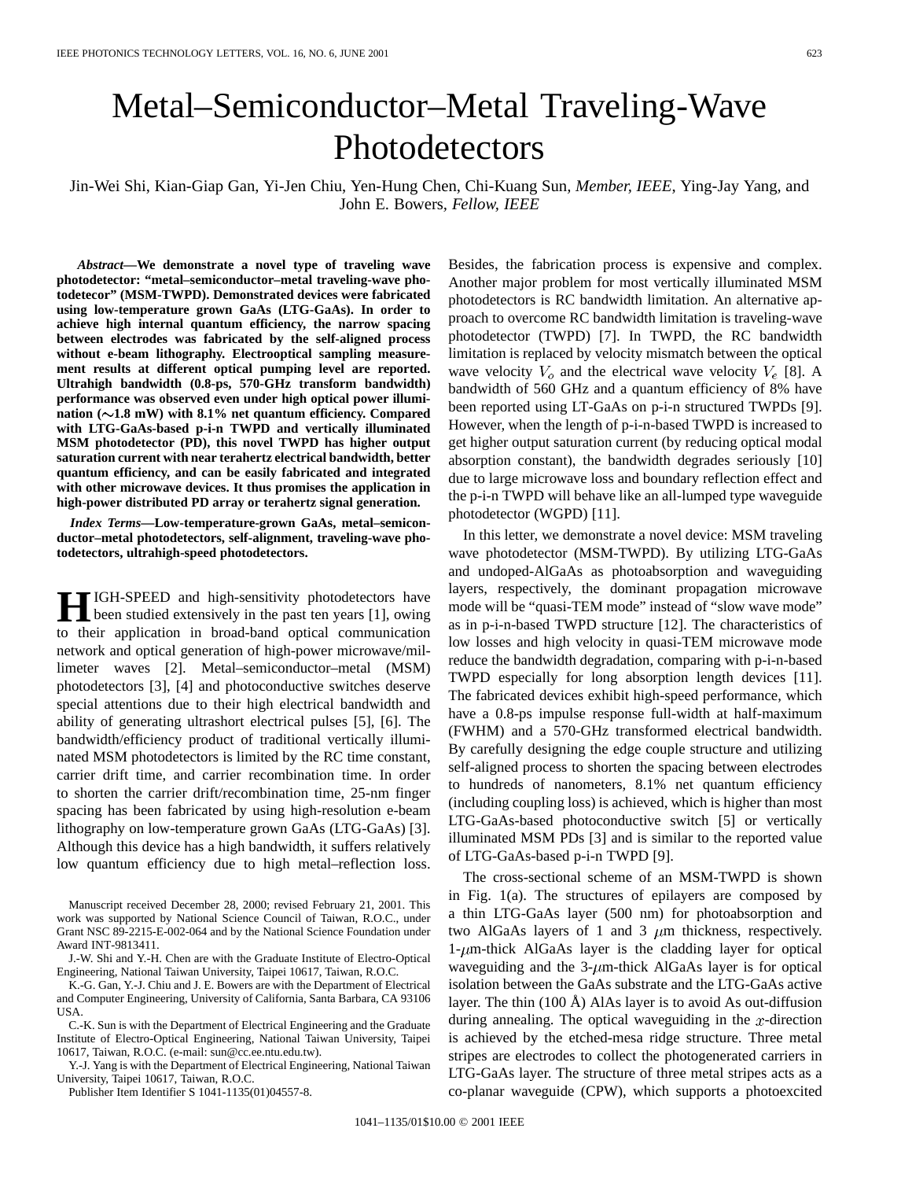#  Metal–Semiconductor–Metal Traveling-Wave Photodetectors

Jin-Wei Shi, Kian-Giap Gan, Yi-Jen Chiu, Yen-Hung Chen, Chi-Kuang Sun, *Member, IEEE*, Ying-Jay Yang, and John E. Bowers, *Fellow, IEEE*

***Abstract*—We demonstrate a novel type of traveling wave photodetector: "metal–semiconductor–metal traveling-wave photodetecor" (MSM-TWPD). Demonstrated devices were fabricated using low-temperature grown GaAs (LTG-GaAs). In order to achieve high internal quantum efficiency, the narrow spacing between electrodes was fabricated by the self-aligned process without e-beam lithography. Electrooptical sampling measurement results at different optical pumping level are reported. Ultrahigh bandwidth (0.8-ps, 570-GHz transform bandwidth) performance was observed even under high optical power illumination (∼1.8 mW) with 8.1% net quantum efficiency. Compared with LTG-GaAs-based p-i-n TWPD and vertically illuminated MSM photodetector (PD), this novel TWPD has higher output saturation current with near terahertz electrical bandwidth, better quantum efficiency, and can be easily fabricated and integrated with other microwave devices. It thus promises the application in high-power distributed PD array or terahertz signal generation.**

***Index Terms*—Low-temperature-grown GaAs, metal–semiconductor–metal photodetectors, self-alignment, traveling-wave photodetectors, ultrahigh-speed photodetectors.**

HIGH-SPEED and high-sensitivity photodetectors have been studied extensively in the past ten years [1], owing to their application in broad-band optical communication network and optical generation of high-power microwave/millimeter waves [2]. Metal–semiconductor–metal (MSM) photodetectors [3], [4] and photoconductive switches deserve special attentions due to their high electrical bandwidth and ability of generating ultrashort electrical pulses [5], [6]. The bandwidth/efficiency product of traditional vertically illuminated MSM photodetectors is limited by the RC time constant, carrier drift time, and carrier recombination time. In order to shorten the carrier drift/recombination time, 25-nm finger spacing has been fabricated by using high-resolution e-beam lithography on low-temperature grown GaAs (LTG-GaAs) [3]. Although this device has a high bandwidth, it suffers relatively low quantum efficiency due to high metal–reflection loss. Besides, the fabrication process is expensive and complex. Another major problem for most vertically illuminated MSM photodetectors is RC bandwidth limitation. An alternative approach to overcome RC bandwidth limitation is traveling-wave photodetector (TWPD) [7]. In TWPD, the RC bandwidth limitation is replaced by velocity mismatch between the optical wave velocity $V_o$ and the electrical wave velocity $V_e$ [8]. A bandwidth of 560 GHz and a quantum efficiency of 8% have been reported using LT-GaAs on p-i-n structured TWPDs [9]. However, when the length of p-i-n-based TWPD is increased to get higher output saturation current (by reducing optical modal absorption constant), the bandwidth degrades seriously [10] due to large microwave loss and boundary reflection effect and the p-i-n TWPD will behave like an all-lumped type waveguide photodetector (WGPD) [11].

In this letter, we demonstrate a novel device: MSM traveling wave photodetector (MSM-TWPD). By utilizing LTG-GaAs and undoped-AlGaAs as photoabsorption and waveguiding layers, respectively, the dominant propagation microwave mode will be "quasi-TEM mode" instead of "slow wave mode" as in p-i-n-based TWPD structure [12]. The characteristics of low losses and high velocity in quasi-TEM microwave mode reduce the bandwidth degradation, comparing with p-i-n-based TWPD especially for long absorption length devices [11]. The fabricated devices exhibit high-speed performance, which have a 0.8-ps impulse response full-width at half-maximum (FWHM) and a 570-GHz transformed electrical bandwidth. By carefully designing the edge couple structure and utilizing self-aligned process to shorten the spacing between electrodes to hundreds of nanometers, 8.1% net quantum efficiency (including coupling loss) is achieved, which is higher than most LTG-GaAs-based photoconductive switch [5] or vertically illuminated MSM PDs [3] and is similar to the reported value of LTG-GaAs-based p-i-n TWPD [9].

The cross-sectional scheme of an MSM-TWPD is shown in Fig. 1(a). The structures of epilayers are composed by a thin LTG-GaAs layer (500 nm) for photoabsorption and two AlGaAs layers of 1 and 3 $\mu$m thickness, respectively. 1-$\mu$m-thick AlGaAs layer is the cladding layer for optical waveguiding and the 3-$\mu$m-thick AlGaAs layer is for optical isolation between the GaAs substrate and the LTG-GaAs active layer. The thin (100 Å) AlAs layer is to avoid As out-diffusion during annealing. The optical waveguiding in the $x$-direction is achieved by the etched-mesa ridge structure. Three metal stripes are electrodes to collect the photogenerated carriers in LTG-GaAs layer. The structure of three metal stripes acts as a co-planar waveguide (CPW), which supports a photoexcited

Manuscript received December 28, 2000; revised February 21, 2001. This work was supported by National Science Council of Taiwan, R.O.C., under Grant NSC 89-2215-E-002-064 and by the National Science Foundation under Award INT-9813411.

J.-W. Shi and Y.-H. Chen are with the Graduate Institute of Electro-Optical Engineering, National Taiwan University, Taipei 10617, Taiwan, R.O.C.

K.-G. Gan, Y.-J. Chiu and J. E. Bowers are with the Department of Electrical and Computer Engineering, University of California, Santa Barbara, CA 93106 USA.

C.-K. Sun is with the Department of Electrical Engineering and the Graduate Institute of Electro-Optical Engineering, National Taiwan University, Taipei 10617, Taiwan, R.O.C. (e-mail: sun@cc.ee.ntu.edu.tw).

Y.-J. Yang is with the Department of Electrical Engineering, National Taiwan University, Taipei 10617, Taiwan, R.O.C.

Publisher Item Identifier S 1041-1135(01)04557-8.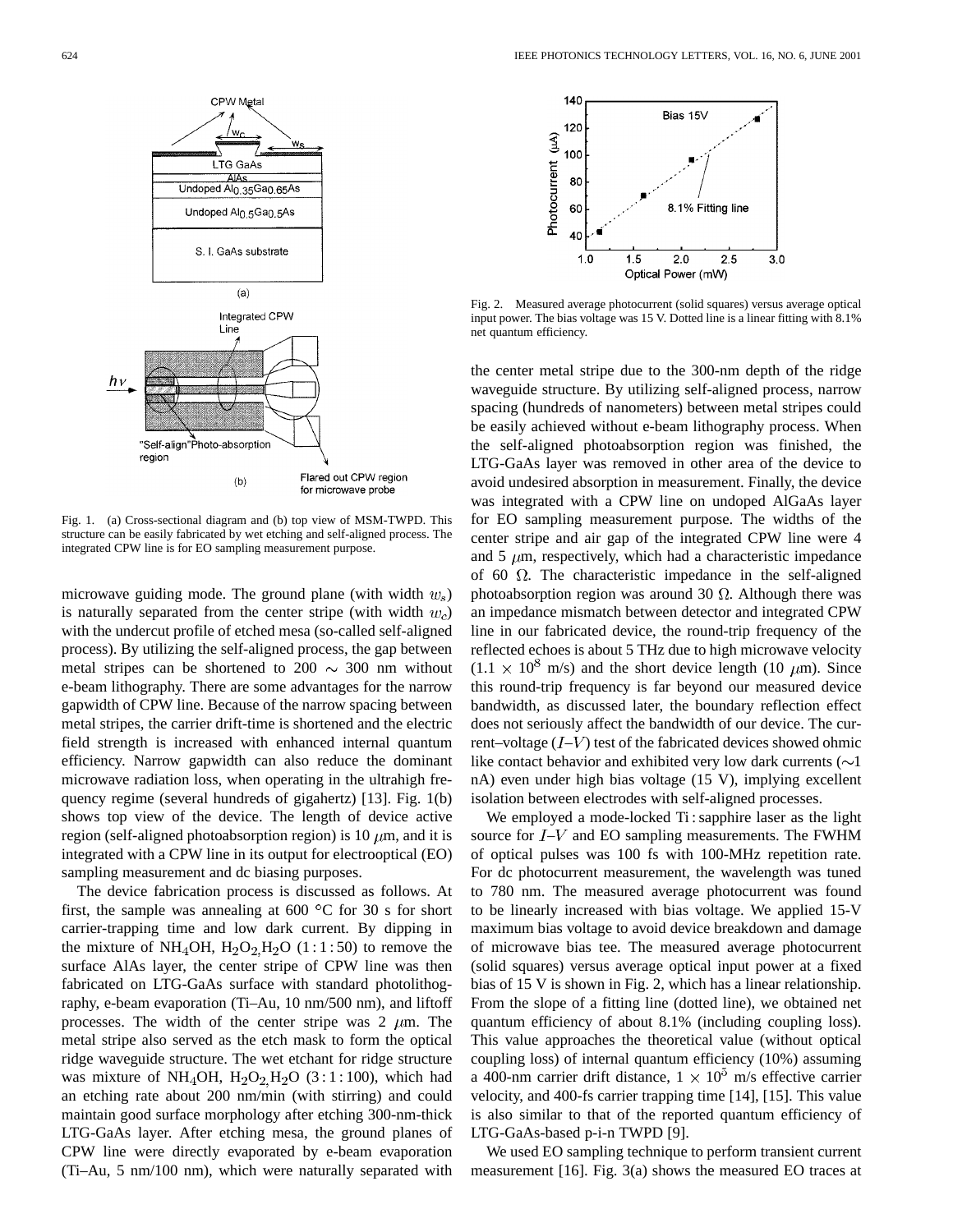Fig. 1. (a) Cross-sectional diagram and (b) top view of MSM-TWPD. This structure can be easily fabricated by wet etching and self-aligned process. The integrated CPW line is for EO sampling measurement purpose.

Fig. 2. Measured average photocurrent (solid squares) versus average optical input power. The bias voltage was 15 V. Dotted line is a linear fitting with 8.1% net quantum efficiency.

microwave guiding mode. The ground plane (with width $w_s$) is naturally separated from the center stripe (with width $w_c$) with the undercut profile of etched mesa (so-called self-aligned process). By utilizing the self-aligned process, the gap between metal stripes can be shortened to 200 $\sim$ 300 nm without e-beam lithography. There are some advantages for the narrow gapwidth of CPW line. Because of the narrow spacing between metal stripes, the carrier drift-time is shortened and the electric field strength is increased with enhanced internal quantum efficiency. Narrow gapwidth can also reduce the dominant microwave radiation loss, when operating in the ultrahigh frequency regime (several hundreds of gigahertz) [13]. Fig. 1(b) shows top view of the device. The length of device active region (self-aligned photoabsorption region) is 10 $\mu$m, and it is integrated with a CPW line in its output for electrooptical (EO) sampling measurement and dc biasing purposes.

The device fabrication process is discussed as follows. At first, the sample was annealing at 600 °C for 30 s for short carrier-trapping time and low dark current. By dipping in the mixture of $NH_4OH$, $H_2O_2$, $H_2O$ (1 : 1 : 50) to remove the surface AlAs layer, the center stripe of CPW line was then fabricated on LTG-GaAs surface with standard photolithography, e-beam evaporation (Ti–Au, 10 nm/500 nm), and liftoff processes. The width of the center stripe was 2 $\mu$m. The metal stripe also served as the etch mask to form the optical ridge waveguide structure. The wet etchant for ridge structure was mixture of $NH_4OH$, $H_2O_2$, $H_2O$ (3 : 1 : 100), which had an etching rate about 200 nm/min (with stirring) and could maintain good surface morphology after etching 300-nm-thick LTG-GaAs layer. After etching mesa, the ground planes of CPW line were directly evaporated by e-beam evaporation (Ti–Au, 5 nm/100 nm), which were naturally separated with the center metal stripe due to the 300-nm depth of the ridge waveguide structure. By utilizing self-aligned process, narrow spacing (hundreds of nanometers) between metal stripes could be easily achieved without e-beam lithography process. When the self-aligned photoabsorption region was finished, the LTG-GaAs layer was removed in other area of the device to avoid undesired absorption in measurement. Finally, the device was integrated with a CPW line on undoped AlGaAs layer for EO sampling measurement purpose. The widths of the center stripe and air gap of the integrated CPW line were 4 and 5 $\mu$m, respectively, which had a characteristic impedance of 60 $\Omega$. The characteristic impedance in the self-aligned photoabsorption region was around 30 $\Omega$. Although there was an impedance mismatch between detector and integrated CPW line in our fabricated device, the round-trip frequency of the reflected echoes is about 5 THz due to high microwave velocity ($1.1 \times 10^8$ m/s) and the short device length (10 $\mu$m). Since this round-trip frequency is far beyond our measured device bandwidth, as discussed later, the boundary reflection effect does not seriously affect the bandwidth of our device. The current–voltage ($I$–$V$) test of the fabricated devices showed ohmic like contact behavior and exhibited very low dark currents ($\sim$1 nA) even under high bias voltage (15 V), implying excellent isolation between electrodes with self-aligned processes.

We employed a mode-locked Ti : sapphire laser as the light source for $I$–$V$ and EO sampling measurements. The FWHM of optical pulses was 100 fs with 100-MHz repetition rate. For dc photocurrent measurement, the wavelength was tuned to 780 nm. The measured average photocurrent was found to be linearly increased with bias voltage. We applied 15-V maximum bias voltage to avoid device breakdown and damage of microwave bias tee. The measured average photocurrent (solid squares) versus average optical input power at a fixed bias of 15 V is shown in Fig. 2, which has a linear relationship. From the slope of a fitting line (dotted line), we obtained net quantum efficiency of about 8.1% (including coupling loss). This value approaches the theoretical value (without optical coupling loss) of internal quantum efficiency (10%) assuming a 400-nm carrier drift distance, $1 \times 10^5$ m/s effective carrier velocity, and 400-fs carrier trapping time [14], [15]. This value is also similar to that of the reported quantum efficiency of LTG-GaAs-based p-i-n TWPD [9].

We used EO sampling technique to perform transient current measurement [16]. Fig. 3(a) shows the measured EO traces at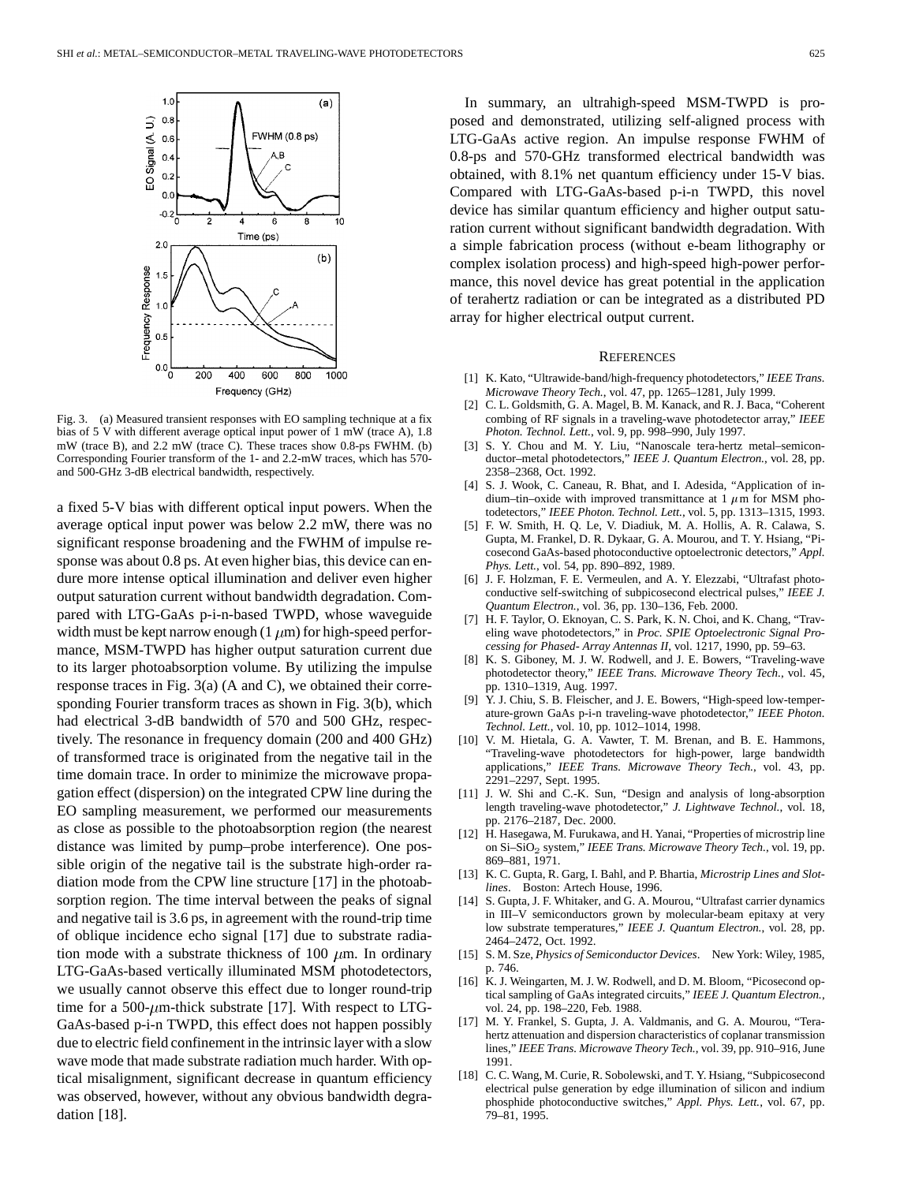(a)

EO Signal (A. U.)

1.0 0.8 0.6 0.4 0.2 0.0 -0.2

FWHM (0.8 ps)

A,B

C

0 2 4 6 8 10

Time (ps)

(b)

Frequency Response

2.0 1.5 1.0 0.5 0.0

C

A

0 200 400 600 800 1000

Frequency (GHz)

Fig. 3. (a) Measured transient responses with EO sampling technique at a fix bias of 5 V with different average optical input power of 1 mW (trace A), 1.8 mW (trace B), and 2.2 mW (trace C). These traces show 0.8-ps FWHM. (b) Corresponding Fourier transform of the 1- and 2.2-mW traces, which has 570- and 500-GHz 3-dB electrical bandwidth, respectively.

a fixed 5-V bias with different optical input powers. When the average optical input power was below 2.2 mW, there was no significant response broadening and the FWHM of impulse response was about 0.8 ps. At even higher bias, this device can endure more intense optical illumination and deliver even higher output saturation current without bandwidth degradation. Compared with LTG-GaAs p-i-n-based TWPD, whose waveguide width must be kept narrow enough (1 $\mu$m) for high-speed performance, MSM-TWPD has higher output saturation current due to its larger photoabsorption volume. By utilizing the impulse response traces in Fig. 3(a) (A and C), we obtained their corresponding Fourier transform traces as shown in Fig. 3(b), which had electrical 3-dB bandwidth of 570 and 500 GHz, respectively. The resonance in frequency domain (200 and 400 GHz) of transformed trace is originated from the negative tail in the time domain trace. In order to minimize the microwave propagation effect (dispersion) on the integrated CPW line during the EO sampling measurement, we performed our measurements as close as possible to the photoabsorption region (the nearest distance was limited by pump–probe interference). One possible origin of the negative tail is the substrate high-order radiation mode from the CPW line structure [17] in the photoabsorption region. The time interval between the peaks of signal and negative tail is 3.6 ps, in agreement with the round-trip time of oblique incidence echo signal [17] due to substrate radiation mode with a substrate thickness of 100 $\mu$m. In ordinary LTG-GaAs-based vertically illuminated MSM photodetectors, we usually cannot observe this effect due to longer round-trip time for a 500-$\mu$m-thick substrate [17]. With respect to LTG-GaAs-based p-i-n TWPD, this effect does not happen possibly due to electric field confinement in the intrinsic layer with a slow wave mode that made substrate radiation much harder. With optical misalignment, significant decrease in quantum efficiency was observed, however, without any obvious bandwidth degradation [18].

In summary, an ultrahigh-speed MSM-TWPD is proposed and demonstrated, utilizing self-aligned process with LTG-GaAs active region. An impulse response FWHM of 0.8-ps and 570-GHz transformed electrical bandwidth was obtained, with 8.1% net quantum efficiency under 15-V bias. Compared with LTG-GaAs-based p-i-n TWPD, this novel device has similar quantum efficiency and higher output saturation current without significant bandwidth degradation. With a simple fabrication process (without e-beam lithography or complex isolation process) and high-speed high-power performance, this novel device has great potential in the application of terahertz radiation or can be integrated as a distributed PD array for higher electrical output current.

## References

[1] K. Kato, "Ultrawide-band/high-frequency photodetectors," *IEEE Trans. Microwave Theory Tech.*, vol. 47, pp. 1265–1281, July 1999.

[2] C. L. Goldsmith, G. A. Magel, B. M. Kanack, and R. J. Baca, "Coherent combing of RF signals in a traveling-wave photodetector array," *IEEE Photon. Technol. Lett.*, vol. 9, pp. 998–990, July 1997.

[3] S. Y. Chou and M. Y. Liu, "Nanoscale tera-hertz metal–semiconductor–metal photodetectors," *IEEE J. Quantum Electron.*, vol. 28, pp. 2358–2368, Oct. 1992.

[4] S. J. Wook, C. Caneau, R. Bhat, and I. Adesida, "Application of indium–tin–oxide with improved transmittance at 1 $\mu$m for MSM photodetectors," *IEEE Photon. Technol. Lett.*, vol. 5, pp. 1313–1315, 1993.

[5] F. W. Smith, H. Q. Le, V. Diadiuk, M. A. Hollis, A. R. Calawa, S. Gupta, M. Frankel, D. R. Dykaar, G. A. Mourou, and T. Y. Hsiang, "Picosecond GaAs-based photoconductive optoelectronic detectors," *Appl. Phys. Lett.*, vol. 54, pp. 890–892, 1989.

[6] J. F. Holzman, F. E. Vermeulen, and A. Y. Elezzabi, "Ultrafast photoconductive self-switching of subpicosecond electrical pulses," *IEEE J. Quantum Electron.*, vol. 36, pp. 130–136, Feb. 2000.

[7] H. F. Taylor, O. Eknoyan, C. S. Park, K. N. Choi, and K. Chang, "Traveling wave photodetectors," in *Proc. SPIE Optoelectronic Signal Processing for Phased- Array Antennas II*, vol. 1217, 1990, pp. 59–63.

[8] K. S. Giboney, M. J. W. Rodwell, and J. E. Bowers, "Traveling-wave photodetector theory," *IEEE Trans. Microwave Theory Tech.*, vol. 45, pp. 1310–1319, Aug. 1997.

[9] Y. J. Chiu, S. B. Fleischer, and J. E. Bowers, "High-speed low-temperature-grown GaAs p-i-n traveling-wave photodetector," *IEEE Photon. Technol. Lett.*, vol. 10, pp. 1012–1014, 1998.

[10] V. M. Hietala, G. A. Vawter, T. M. Brenan, and B. E. Hammons, "Traveling-wave photodetectors for high-power, large bandwidth applications," *IEEE Trans. Microwave Theory Tech.*, vol. 43, pp. 2291–2297, Sept. 1995.

[11] J. W. Shi and C.-K. Sun, "Design and analysis of long-absorption length traveling-wave photodetector," *J. Lightwave Technol.*, vol. 18, pp. 2176–2187, Dec. 2000.

[12] H. Hasegawa, M. Furukawa, and H. Yanai, "Properties of microstrip line on Si–$SiO_2$ system," *IEEE Trans. Microwave Theory Tech.*, vol. 19, pp. 869–881, 1971.

[13] K. C. Gupta, R. Garg, I. Bahl, and P. Bhartia, *Microstrip Lines and Slotlines*. Boston: Artech House, 1996.

[14] S. Gupta, J. F. Whitaker, and G. A. Mourou, "Ultrafast carrier dynamics in III–V semiconductors grown by molecular-beam epitaxy at very low substrate temperatures," *IEEE J. Quantum Electron.*, vol. 28, pp. 2464–2472, Oct. 1992.

[15] S. M. Sze, *Physics of Semiconductor Devices*. New York: Wiley, 1985, p. 746.

[16] K. J. Weingarten, M. J. W. Rodwell, and D. M. Bloom, "Picosecond optical sampling of GaAs integrated circuits," *IEEE J. Quantum Electron.*, vol. 24, pp. 198–220, Feb. 1988.

[17] M. Y. Frankel, S. Gupta, J. A. Valdmanis, and G. A. Mourou, "Terahertz attenuation and dispersion characteristics of coplanar transmission lines," *IEEE Trans. Microwave Theory Tech.*, vol. 39, pp. 910–916, June 1991.

[18] C. C. Wang, M. Curie, R. Sobolewski, and T. Y. Hsiang, "Subpicosecond electrical pulse generation by edge illumination of silicon and indium phosphide photoconductive switches," *Appl. Phys. Lett.*, vol. 67, pp. 79–81, 1995.